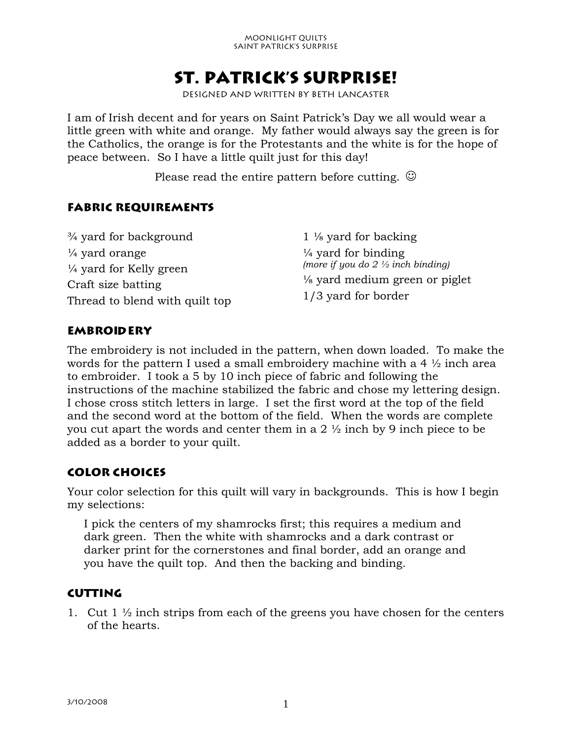# St. Patrick's Surprise!

Designed and written by Beth Lancaster

I am of Irish decent and for years on Saint Patrick's Day we all would wear a little green with white and orange. My father would always say the green is for the Catholics, the orange is for the Protestants and the white is for the hope of peace between. So I have a little quilt just for this day!

Please read the entire pattern before cutting. ☺

## Fabric Requirements

¾ yard for background

¼ yard orange

¼ yard for Kelly green

Craft size batting

Thread to blend with quilt top

1 ⅛ yard for backing

¼ yard for binding
*(more if you do 2 ½ inch binding)*

⅛ yard medium green or piglet

1/3 yard for border

## Embroidery

The embroidery is not included in the pattern, when down loaded. To make the words for the pattern I used a small embroidery machine with a 4 ½ inch area to embroider. I took a 5 by 10 inch piece of fabric and following the instructions of the machine stabilized the fabric and chose my lettering design. I chose cross stitch letters in large. I set the first word at the top of the field and the second word at the bottom of the field. When the words are complete you cut apart the words and center them in a 2 ½ inch by 9 inch piece to be added as a border to your quilt.

## Color Choices

Your color selection for this quilt will vary in backgrounds. This is how I begin my selections:

> I pick the centers of my shamrocks first; this requires a medium and dark green. Then the white with shamrocks and a dark contrast or darker print for the cornerstones and final border, add an orange and you have the quilt top. And then the backing and binding.

## Cutting

1. Cut 1 ½ inch strips from each of the greens you have chosen for the centers of the hearts.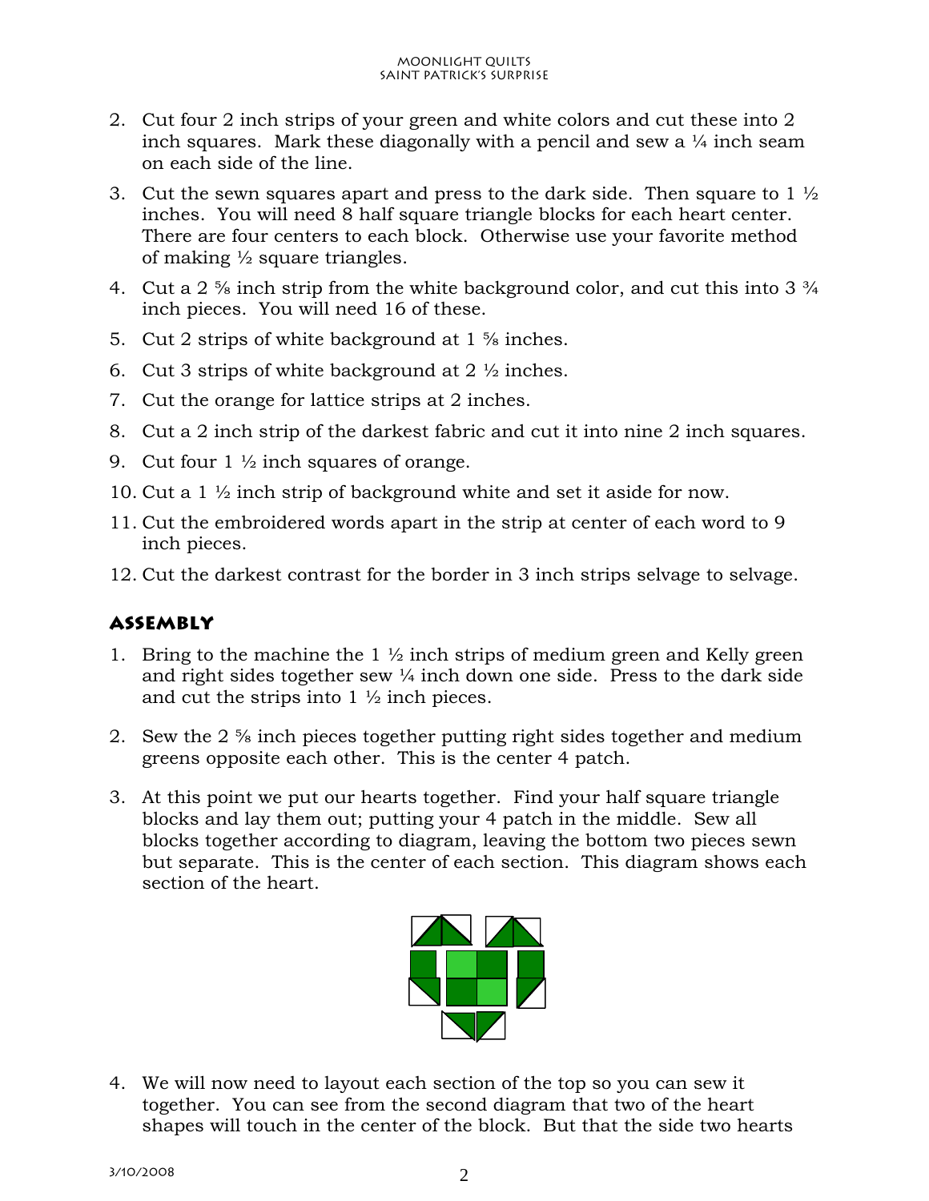2. Cut four 2 inch strips of your green and white colors and cut these into 2 inch squares. Mark these diagonally with a pencil and sew a ¼ inch seam on each side of the line.
3. Cut the sewn squares apart and press to the dark side. Then square to 1 ½ inches. You will need 8 half square triangle blocks for each heart center. There are four centers to each block. Otherwise use your favorite method of making ½ square triangles.
4. Cut a 2 ⅝ inch strip from the white background color, and cut this into 3 ¾ inch pieces. You will need 16 of these.
5. Cut 2 strips of white background at 1 ⅝ inches.
6. Cut 3 strips of white background at 2 ½ inches.
7. Cut the orange for lattice strips at 2 inches.
8. Cut a 2 inch strip of the darkest fabric and cut it into nine 2 inch squares.
9. Cut four 1 ½ inch squares of orange.
10. Cut a 1 ½ inch strip of background white and set it aside for now.
11. Cut the embroidered words apart in the strip at center of each word to 9 inch pieces.
12. Cut the darkest contrast for the border in 3 inch strips selvage to selvage.

## Assembly

1. Bring to the machine the 1 ½ inch strips of medium green and Kelly green and right sides together sew ¼ inch down one side. Press to the dark side and cut the strips into 1 ½ inch pieces.
2. Sew the 2 ⅝ inch pieces together putting right sides together and medium greens opposite each other. This is the center 4 patch.
3. At this point we put our hearts together. Find your half square triangle blocks and lay them out; putting your 4 patch in the middle. Sew all blocks together according to diagram, leaving the bottom two pieces sewn but separate. This is the center of each section. This diagram shows each section of the heart.
4. We will now need to layout each section of the top so you can sew it together. You can see from the second diagram that two of the heart shapes will touch in the center of the block. But that the side two hearts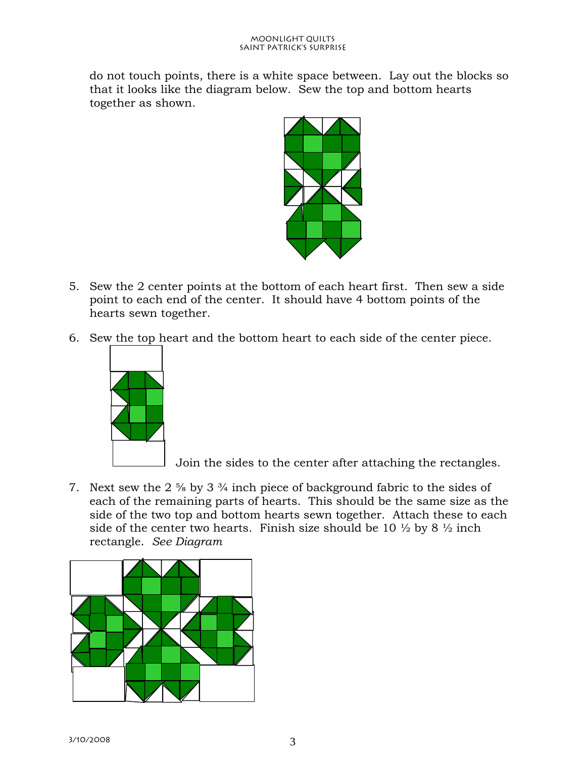do not touch points, there is a white space between. Lay out the blocks so that it looks like the diagram below. Sew the top and bottom hearts together as shown.

5. Sew the 2 center points at the bottom of each heart first. Then sew a side point to each end of the center. It should have 4 bottom points of the hearts sewn together.

6. Sew the top heart and the bottom heart to each side of the center piece.

   Join the sides to the center after attaching the rectangles.

7. Next sew the 2 ⅝ by 3 ¾ inch piece of background fabric to the sides of each of the remaining parts of hearts. This should be the same size as the side of the two top and bottom hearts sewn together. Attach these to each side of the center two hearts. Finish size should be 10 ½ by 8 ½ inch rectangle. *See Diagram*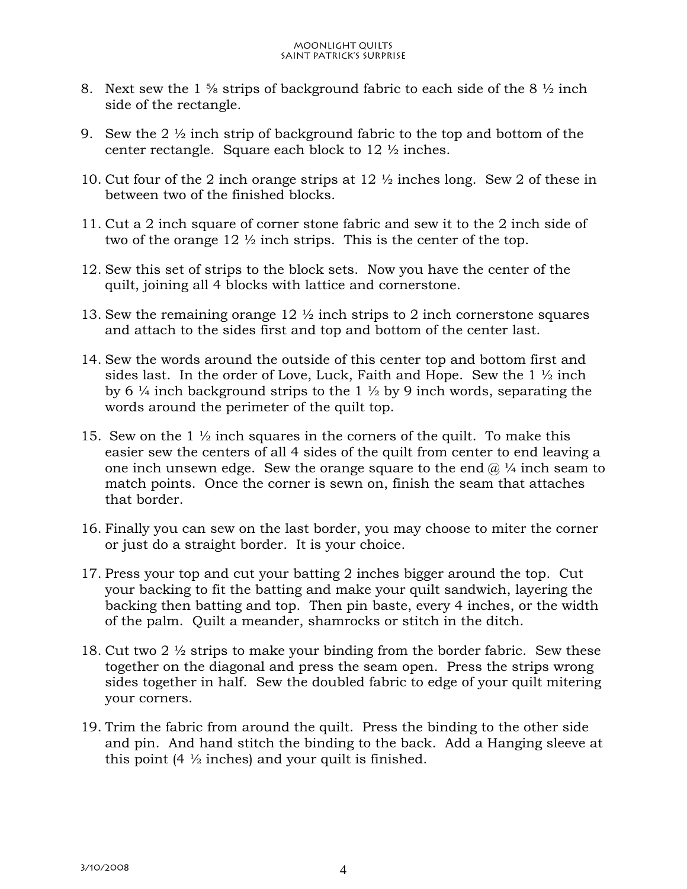8. Next sew the 1 ⅝ strips of background fabric to each side of the 8 ½ inch side of the rectangle.

9. Sew the 2 ½ inch strip of background fabric to the top and bottom of the center rectangle. Square each block to 12 ½ inches.

10. Cut four of the 2 inch orange strips at 12 ½ inches long. Sew 2 of these in between two of the finished blocks.

11. Cut a 2 inch square of corner stone fabric and sew it to the 2 inch side of two of the orange 12 ½ inch strips. This is the center of the top.

12. Sew this set of strips to the block sets. Now you have the center of the quilt, joining all 4 blocks with lattice and cornerstone.

13. Sew the remaining orange 12 ½ inch strips to 2 inch cornerstone squares and attach to the sides first and top and bottom of the center last.

14. Sew the words around the outside of this center top and bottom first and sides last. In the order of Love, Luck, Faith and Hope. Sew the 1 ½ inch by 6 ¼ inch background strips to the 1 ½ by 9 inch words, separating the words around the perimeter of the quilt top.

15. Sew on the 1 ½ inch squares in the corners of the quilt. To make this easier sew the centers of all 4 sides of the quilt from center to end leaving a one inch unsewn edge. Sew the orange square to the end @ ¼ inch seam to match points. Once the corner is sewn on, finish the seam that attaches that border.

16. Finally you can sew on the last border, you may choose to miter the corner or just do a straight border. It is your choice.

17. Press your top and cut your batting 2 inches bigger around the top. Cut your backing to fit the batting and make your quilt sandwich, layering the backing then batting and top. Then pin baste, every 4 inches, or the width of the palm. Quilt a meander, shamrocks or stitch in the ditch.

18. Cut two 2 ½ strips to make your binding from the border fabric. Sew these together on the diagonal and press the seam open. Press the strips wrong sides together in half. Sew the doubled fabric to edge of your quilt mitering your corners.

19. Trim the fabric from around the quilt. Press the binding to the other side and pin. And hand stitch the binding to the back. Add a Hanging sleeve at this point (4 ½ inches) and your quilt is finished.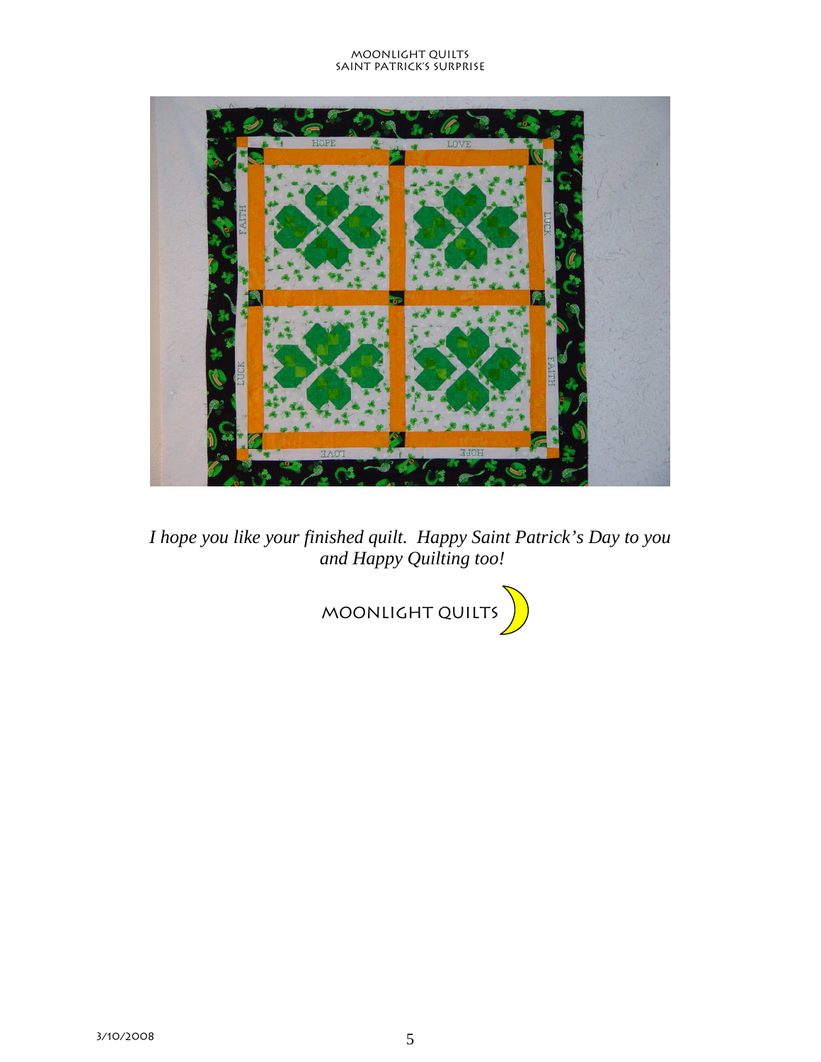*I hope you like your finished quilt. Happy Saint Patrick's Day to you and Happy Quilting too!*

MOONLIGHT QUILTS